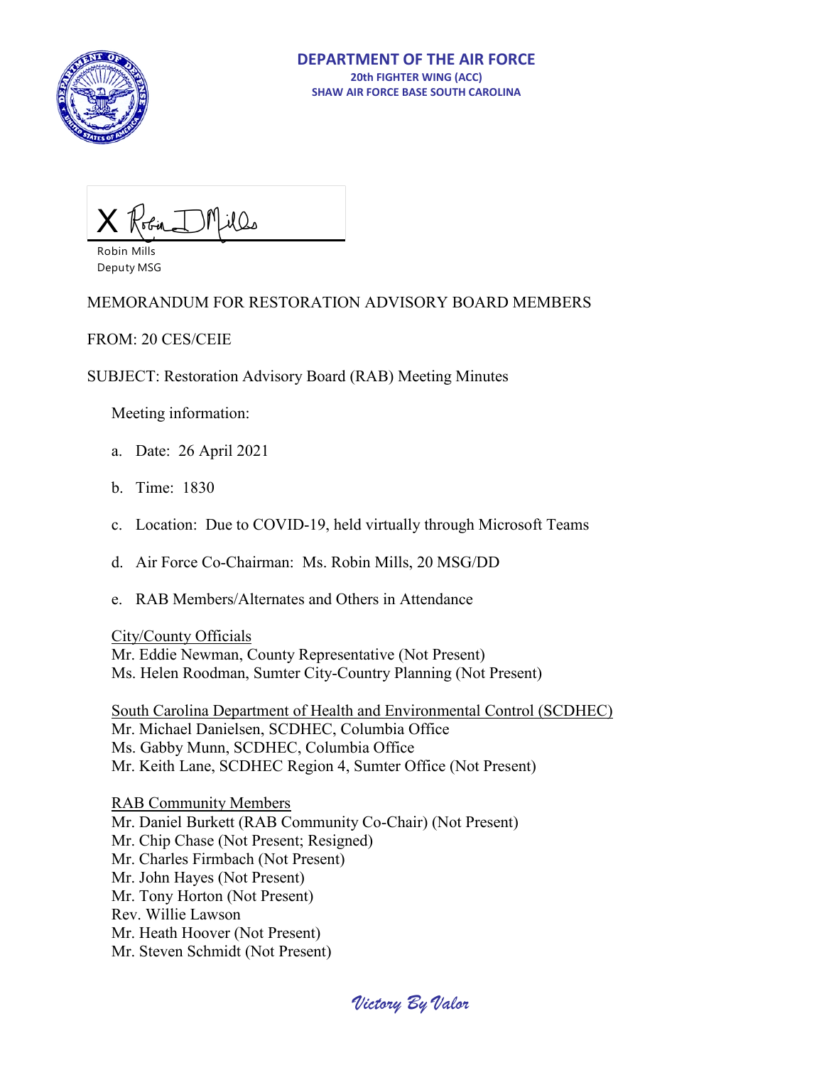**DEPARTMENT OF THE AIR FORCE**
**20th FIGHTER WING (ACC)**
**SHAW AIR FORCE BASE SOUTH CAROLINA**

X Robin I Mills
Robin Mills
Deputy MSG

MEMORANDUM FOR RESTORATION ADVISORY BOARD MEMBERS

FROM: 20 CES/CEIE

SUBJECT: Restoration Advisory Board (RAB) Meeting Minutes

Meeting information:

a. Date: 26 April 2021

b. Time: 1830

c. Location: Due to COVID-19, held virtually through Microsoft Teams

d. Air Force Co-Chairman: Ms. Robin Mills, 20 MSG/DD

e. RAB Members/Alternates and Others in Attendance

City/County Officials
Mr. Eddie Newman, County Representative (Not Present)
Ms. Helen Roodman, Sumter City-Country Planning (Not Present)

South Carolina Department of Health and Environmental Control (SCDHEC)
Mr. Michael Danielsen, SCDHEC, Columbia Office
Ms. Gabby Munn, SCDHEC, Columbia Office
Mr. Keith Lane, SCDHEC Region 4, Sumter Office (Not Present)

RAB Community Members
Mr. Daniel Burkett (RAB Community Co-Chair) (Not Present)
Mr. Chip Chase (Not Present; Resigned)
Mr. Charles Firmbach (Not Present)
Mr. John Hayes (Not Present)
Mr. Tony Horton (Not Present)
Rev. Willie Lawson
Mr. Heath Hoover (Not Present)
Mr. Steven Schmidt (Not Present)

*Victory By Valor*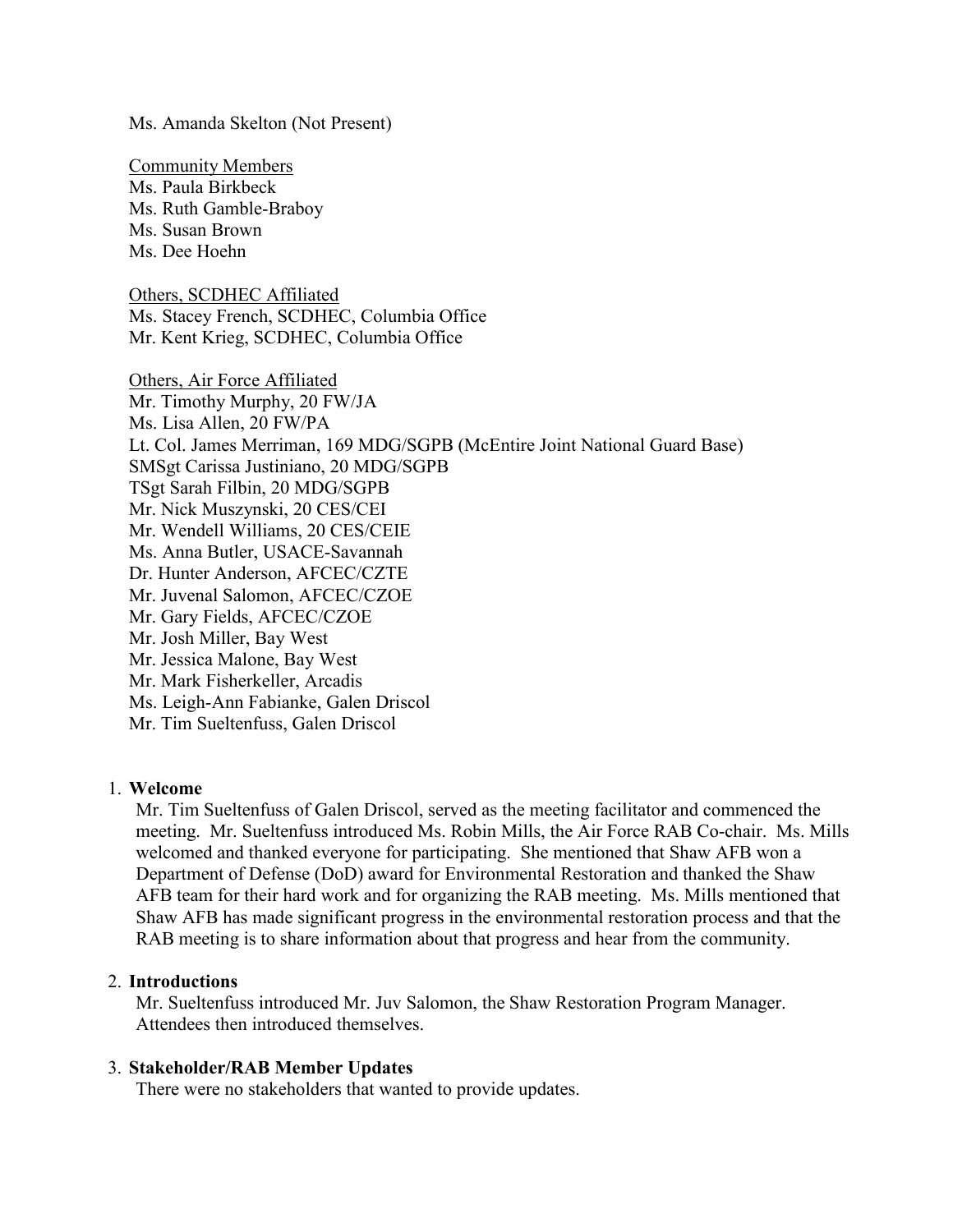Ms. Amanda Skelton (Not Present)

Community Members
Ms. Paula Birkbeck
Ms. Ruth Gamble-Braboy
Ms. Susan Brown
Ms. Dee Hoehn

Others, SCDHEC Affiliated
Ms. Stacey French, SCDHEC, Columbia Office
Mr. Kent Krieg, SCDHEC, Columbia Office

Others, Air Force Affiliated
Mr. Timothy Murphy, 20 FW/JA
Ms. Lisa Allen, 20 FW/PA
Lt. Col. James Merriman, 169 MDG/SGPB (McEntire Joint National Guard Base)
SMSgt Carissa Justiniano, 20 MDG/SGPB
TSgt Sarah Filbin, 20 MDG/SGPB
Mr. Nick Muszynski, 20 CES/CEI
Mr. Wendell Williams, 20 CES/CEIE
Ms. Anna Butler, USACE-Savannah
Dr. Hunter Anderson, AFCEC/CZTE
Mr. Juvenal Salomon, AFCEC/CZOE
Mr. Gary Fields, AFCEC/CZOE
Mr. Josh Miller, Bay West
Mr. Jessica Malone, Bay West
Mr. Mark Fisherkeller, Arcadis
Ms. Leigh-Ann Fabianke, Galen Driscol
Mr. Tim Sueltenfuss, Galen Driscol

1. **Welcome**
   Mr. Tim Sueltenfuss of Galen Driscol, served as the meeting facilitator and commenced the meeting. Mr. Sueltenfuss introduced Ms. Robin Mills, the Air Force RAB Co-chair. Ms. Mills welcomed and thanked everyone for participating. She mentioned that Shaw AFB won a Department of Defense (DoD) award for Environmental Restoration and thanked the Shaw AFB team for their hard work and for organizing the RAB meeting. Ms. Mills mentioned that Shaw AFB has made significant progress in the environmental restoration process and that the RAB meeting is to share information about that progress and hear from the community.

2. **Introductions**
   Mr. Sueltenfuss introduced Mr. Juv Salomon, the Shaw Restoration Program Manager. Attendees then introduced themselves.

3. **Stakeholder/RAB Member Updates**
   There were no stakeholders that wanted to provide updates.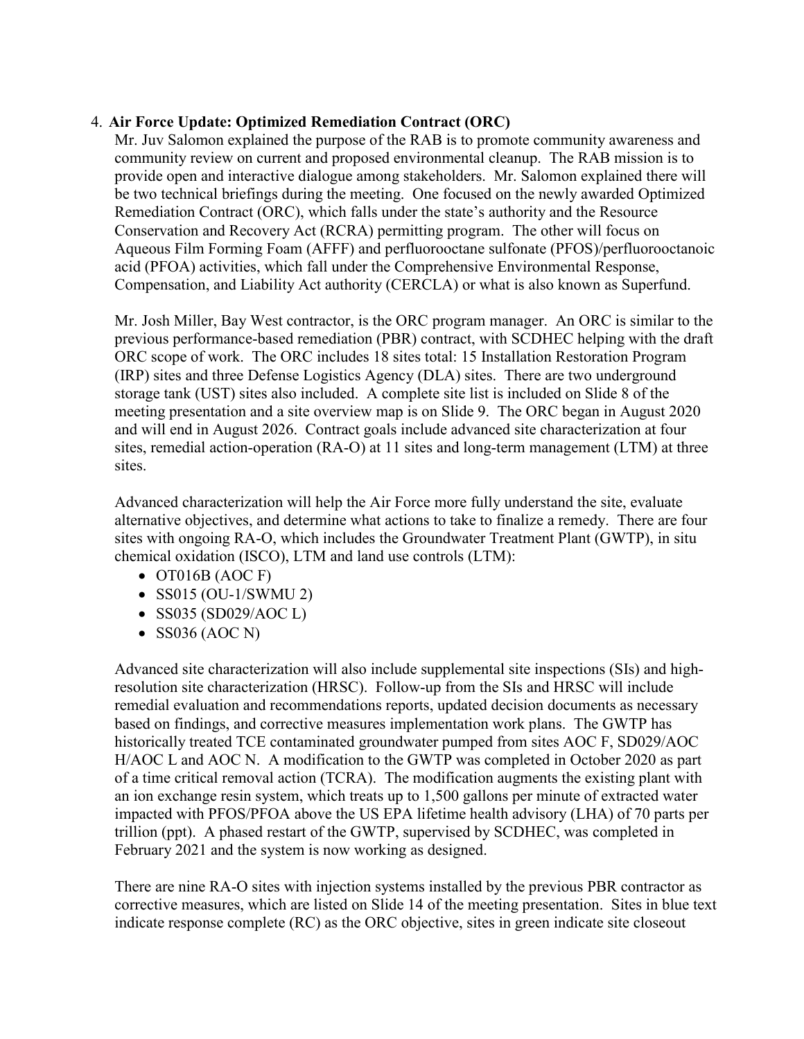4. **Air Force Update: Optimized Remediation Contract (ORC)**

Mr. Juv Salomon explained the purpose of the RAB is to promote community awareness and community review on current and proposed environmental cleanup. The RAB mission is to provide open and interactive dialogue among stakeholders. Mr. Salomon explained there will be two technical briefings during the meeting. One focused on the newly awarded Optimized Remediation Contract (ORC), which falls under the state's authority and the Resource Conservation and Recovery Act (RCRA) permitting program. The other will focus on Aqueous Film Forming Foam (AFFF) and perfluorooctane sulfonate (PFOS)/perfluorooctanoic acid (PFOA) activities, which fall under the Comprehensive Environmental Response, Compensation, and Liability Act authority (CERCLA) or what is also known as Superfund.

Mr. Josh Miller, Bay West contractor, is the ORC program manager. An ORC is similar to the previous performance-based remediation (PBR) contract, with SCDHEC helping with the draft ORC scope of work. The ORC includes 18 sites total: 15 Installation Restoration Program (IRP) sites and three Defense Logistics Agency (DLA) sites. There are two underground storage tank (UST) sites also included. A complete site list is included on Slide 8 of the meeting presentation and a site overview map is on Slide 9. The ORC began in August 2020 and will end in August 2026. Contract goals include advanced site characterization at four sites, remedial action-operation (RA-O) at 11 sites and long-term management (LTM) at three sites.

Advanced characterization will help the Air Force more fully understand the site, evaluate alternative objectives, and determine what actions to take to finalize a remedy. There are four sites with ongoing RA-O, which includes the Groundwater Treatment Plant (GWTP), in situ chemical oxidation (ISCO), LTM and land use controls (LTM):

- OT016B (AOC F)
- SS015 (OU-1/SWMU 2)
- SS035 (SD029/AOC L)
- SS036 (AOC N)

Advanced site characterization will also include supplemental site inspections (SIs) and high-resolution site characterization (HRSC). Follow-up from the SIs and HRSC will include remedial evaluation and recommendations reports, updated decision documents as necessary based on findings, and corrective measures implementation work plans. The GWTP has historically treated TCE contaminated groundwater pumped from sites AOC F, SD029/AOC H/AOC L and AOC N. A modification to the GWTP was completed in October 2020 as part of a time critical removal action (TCRA). The modification augments the existing plant with an ion exchange resin system, which treats up to 1,500 gallons per minute of extracted water impacted with PFOS/PFOA above the US EPA lifetime health advisory (LHA) of 70 parts per trillion (ppt). A phased restart of the GWTP, supervised by SCDHEC, was completed in February 2021 and the system is now working as designed.

There are nine RA-O sites with injection systems installed by the previous PBR contractor as corrective measures, which are listed on Slide 14 of the meeting presentation. Sites in blue text indicate response complete (RC) as the ORC objective, sites in green indicate site closeout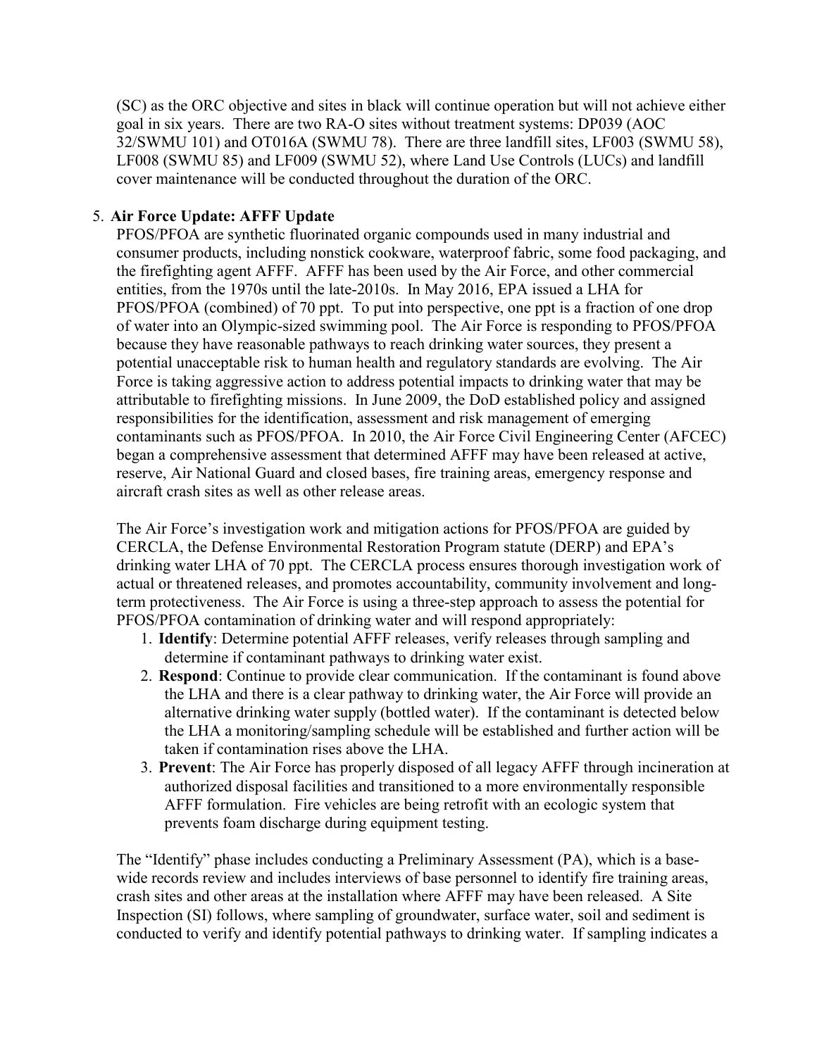(SC) as the ORC objective and sites in black will continue operation but will not achieve either goal in six years. There are two RA-O sites without treatment systems: DP039 (AOC 32/SWMU 101) and OT016A (SWMU 78). There are three landfill sites, LF003 (SWMU 58), LF008 (SWMU 85) and LF009 (SWMU 52), where Land Use Controls (LUCs) and landfill cover maintenance will be conducted throughout the duration of the ORC.

5. **Air Force Update: AFFF Update**

PFOS/PFOA are synthetic fluorinated organic compounds used in many industrial and consumer products, including nonstick cookware, waterproof fabric, some food packaging, and the firefighting agent AFFF. AFFF has been used by the Air Force, and other commercial entities, from the 1970s until the late-2010s. In May 2016, EPA issued a LHA for PFOS/PFOA (combined) of 70 ppt. To put into perspective, one ppt is a fraction of one drop of water into an Olympic-sized swimming pool. The Air Force is responding to PFOS/PFOA because they have reasonable pathways to reach drinking water sources, they present a potential unacceptable risk to human health and regulatory standards are evolving. The Air Force is taking aggressive action to address potential impacts to drinking water that may be attributable to firefighting missions. In June 2009, the DoD established policy and assigned responsibilities for the identification, assessment and risk management of emerging contaminants such as PFOS/PFOA. In 2010, the Air Force Civil Engineering Center (AFCEC) began a comprehensive assessment that determined AFFF may have been released at active, reserve, Air National Guard and closed bases, fire training areas, emergency response and aircraft crash sites as well as other release areas.

The Air Force's investigation work and mitigation actions for PFOS/PFOA are guided by CERCLA, the Defense Environmental Restoration Program statute (DERP) and EPA's drinking water LHA of 70 ppt. The CERCLA process ensures thorough investigation work of actual or threatened releases, and promotes accountability, community involvement and long-term protectiveness. The Air Force is using a three-step approach to assess the potential for PFOS/PFOA contamination of drinking water and will respond appropriately:

1. **Identify**: Determine potential AFFF releases, verify releases through sampling and determine if contaminant pathways to drinking water exist.
2. **Respond**: Continue to provide clear communication. If the contaminant is found above the LHA and there is a clear pathway to drinking water, the Air Force will provide an alternative drinking water supply (bottled water). If the contaminant is detected below the LHA a monitoring/sampling schedule will be established and further action will be taken if contamination rises above the LHA.
3. **Prevent**: The Air Force has properly disposed of all legacy AFFF through incineration at authorized disposal facilities and transitioned to a more environmentally responsible AFFF formulation. Fire vehicles are being retrofit with an ecologic system that prevents foam discharge during equipment testing.

The "Identify" phase includes conducting a Preliminary Assessment (PA), which is a base-wide records review and includes interviews of base personnel to identify fire training areas, crash sites and other areas at the installation where AFFF may have been released. A Site Inspection (SI) follows, where sampling of groundwater, surface water, soil and sediment is conducted to verify and identify potential pathways to drinking water. If sampling indicates a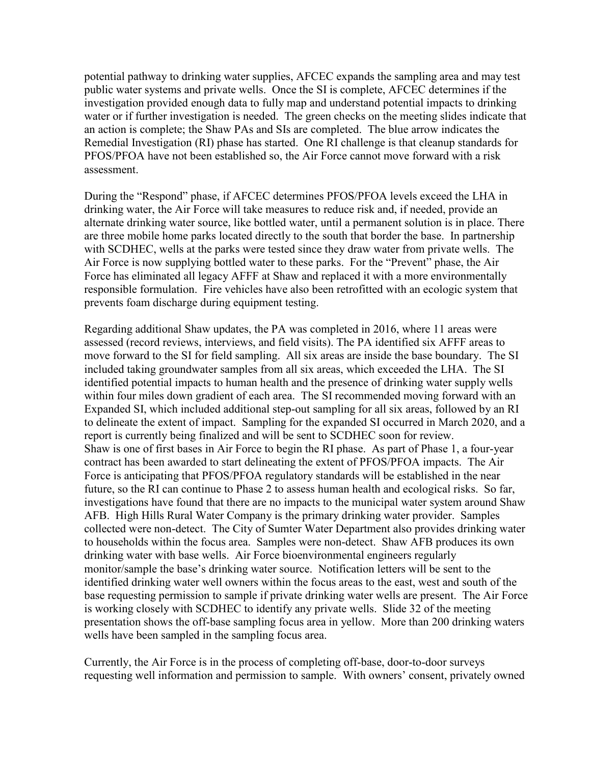potential pathway to drinking water supplies, AFCEC expands the sampling area and may test public water systems and private wells. Once the SI is complete, AFCEC determines if the investigation provided enough data to fully map and understand potential impacts to drinking water or if further investigation is needed. The green checks on the meeting slides indicate that an action is complete; the Shaw PAs and SIs are completed. The blue arrow indicates the Remedial Investigation (RI) phase has started. One RI challenge is that cleanup standards for PFOS/PFOA have not been established so, the Air Force cannot move forward with a risk assessment.

During the "Respond" phase, if AFCEC determines PFOS/PFOA levels exceed the LHA in drinking water, the Air Force will take measures to reduce risk and, if needed, provide an alternate drinking water source, like bottled water, until a permanent solution is in place. There are three mobile home parks located directly to the south that border the base. In partnership with SCDHEC, wells at the parks were tested since they draw water from private wells. The Air Force is now supplying bottled water to these parks. For the "Prevent" phase, the Air Force has eliminated all legacy AFFF at Shaw and replaced it with a more environmentally responsible formulation. Fire vehicles have also been retrofitted with an ecologic system that prevents foam discharge during equipment testing.

Regarding additional Shaw updates, the PA was completed in 2016, where 11 areas were assessed (record reviews, interviews, and field visits). The PA identified six AFFF areas to move forward to the SI for field sampling. All six areas are inside the base boundary. The SI included taking groundwater samples from all six areas, which exceeded the LHA. The SI identified potential impacts to human health and the presence of drinking water supply wells within four miles down gradient of each area. The SI recommended moving forward with an Expanded SI, which included additional step-out sampling for all six areas, followed by an RI to delineate the extent of impact. Sampling for the expanded SI occurred in March 2020, and a report is currently being finalized and will be sent to SCDHEC soon for review.
Shaw is one of first bases in Air Force to begin the RI phase. As part of Phase 1, a four-year contract has been awarded to start delineating the extent of PFOS/PFOA impacts. The Air Force is anticipating that PFOS/PFOA regulatory standards will be established in the near future, so the RI can continue to Phase 2 to assess human health and ecological risks. So far, investigations have found that there are no impacts to the municipal water system around Shaw AFB. High Hills Rural Water Company is the primary drinking water provider. Samples collected were non-detect. The City of Sumter Water Department also provides drinking water to households within the focus area. Samples were non-detect. Shaw AFB produces its own drinking water with base wells. Air Force bioenvironmental engineers regularly monitor/sample the base's drinking water source. Notification letters will be sent to the identified drinking water well owners within the focus areas to the east, west and south of the base requesting permission to sample if private drinking water wells are present. The Air Force is working closely with SCDHEC to identify any private wells. Slide 32 of the meeting presentation shows the off-base sampling focus area in yellow. More than 200 drinking waters wells have been sampled in the sampling focus area.

Currently, the Air Force is in the process of completing off-base, door-to-door surveys requesting well information and permission to sample. With owners' consent, privately owned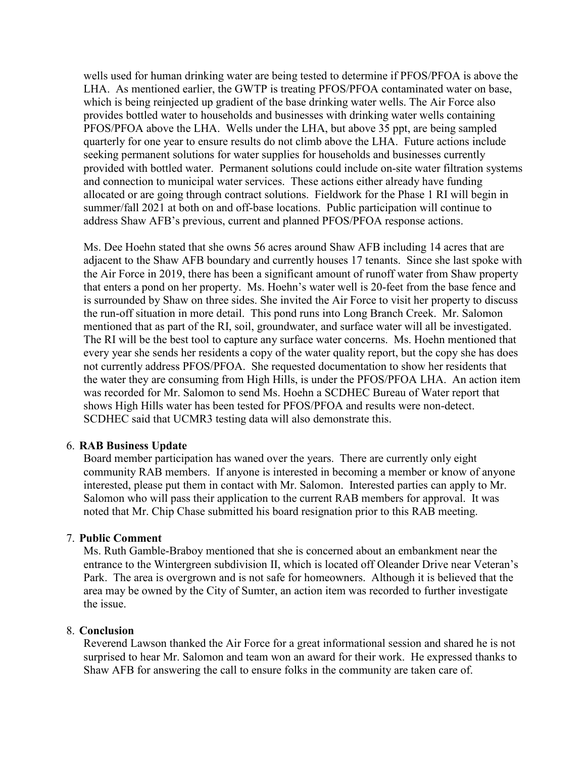wells used for human drinking water are being tested to determine if PFOS/PFOA is above the LHA. As mentioned earlier, the GWTP is treating PFOS/PFOA contaminated water on base, which is being reinjected up gradient of the base drinking water wells. The Air Force also provides bottled water to households and businesses with drinking water wells containing PFOS/PFOA above the LHA. Wells under the LHA, but above 35 ppt, are being sampled quarterly for one year to ensure results do not climb above the LHA. Future actions include seeking permanent solutions for water supplies for households and businesses currently provided with bottled water. Permanent solutions could include on-site water filtration systems and connection to municipal water services. These actions either already have funding allocated or are going through contract solutions. Fieldwork for the Phase 1 RI will begin in summer/fall 2021 at both on and off-base locations. Public participation will continue to address Shaw AFB's previous, current and planned PFOS/PFOA response actions.

Ms. Dee Hoehn stated that she owns 56 acres around Shaw AFB including 14 acres that are adjacent to the Shaw AFB boundary and currently houses 17 tenants. Since she last spoke with the Air Force in 2019, there has been a significant amount of runoff water from Shaw property that enters a pond on her property. Ms. Hoehn's water well is 20-feet from the base fence and is surrounded by Shaw on three sides. She invited the Air Force to visit her property to discuss the run-off situation in more detail. This pond runs into Long Branch Creek. Mr. Salomon mentioned that as part of the RI, soil, groundwater, and surface water will all be investigated. The RI will be the best tool to capture any surface water concerns. Ms. Hoehn mentioned that every year she sends her residents a copy of the water quality report, but the copy she has does not currently address PFOS/PFOA. She requested documentation to show her residents that the water they are consuming from High Hills, is under the PFOS/PFOA LHA. An action item was recorded for Mr. Salomon to send Ms. Hoehn a SCDHEC Bureau of Water report that shows High Hills water has been tested for PFOS/PFOA and results were non-detect. SCDHEC said that UCMR3 testing data will also demonstrate this.

6. **RAB Business Update**

   Board member participation has waned over the years. There are currently only eight community RAB members. If anyone is interested in becoming a member or know of anyone interested, please put them in contact with Mr. Salomon. Interested parties can apply to Mr. Salomon who will pass their application to the current RAB members for approval. It was noted that Mr. Chip Chase submitted his board resignation prior to this RAB meeting.

7. **Public Comment**

   Ms. Ruth Gamble-Braboy mentioned that she is concerned about an embankment near the entrance to the Wintergreen subdivision II, which is located off Oleander Drive near Veteran's Park. The area is overgrown and is not safe for homeowners. Although it is believed that the area may be owned by the City of Sumter, an action item was recorded to further investigate the issue.

8. **Conclusion**

   Reverend Lawson thanked the Air Force for a great informational session and shared he is not surprised to hear Mr. Salomon and team won an award for their work. He expressed thanks to Shaw AFB for answering the call to ensure folks in the community are taken care of.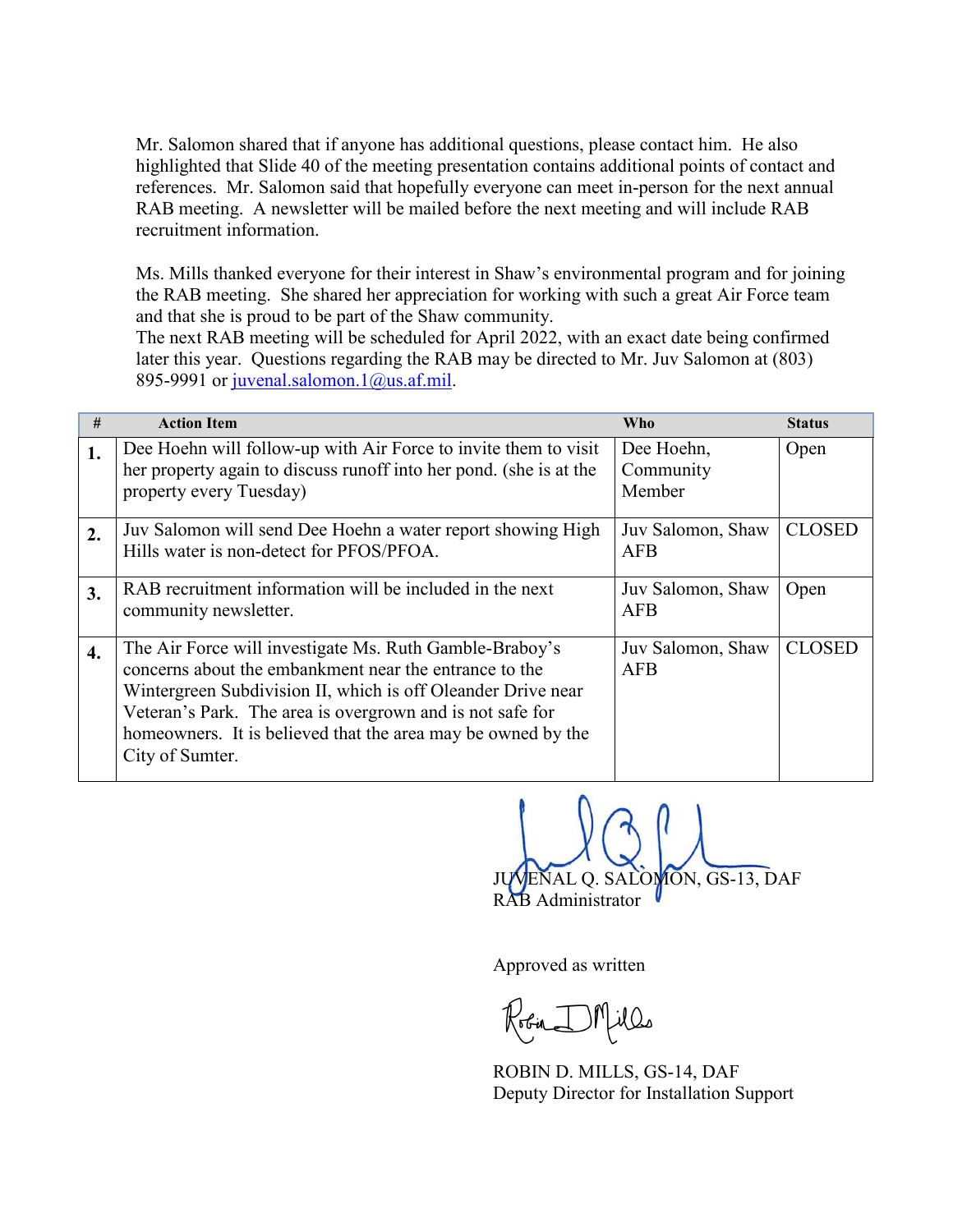Mr. Salomon shared that if anyone has additional questions, please contact him. He also highlighted that Slide 40 of the meeting presentation contains additional points of contact and references. Mr. Salomon said that hopefully everyone can meet in-person for the next annual RAB meeting. A newsletter will be mailed before the next meeting and will include RAB recruitment information.

Ms. Mills thanked everyone for their interest in Shaw's environmental program and for joining the RAB meeting. She shared her appreciation for working with such a great Air Force team and that she is proud to be part of the Shaw community.
The next RAB meeting will be scheduled for April 2022, with an exact date being confirmed later this year. Questions regarding the RAB may be directed to Mr. Juv Salomon at (803) 895-9991 or juvenal.salomon.1@us.af.mil.

| # | Action Item | Who | Status |
|---|---|---|---|
| **1.** | Dee Hoehn will follow-up with Air Force to invite them to visit her property again to discuss runoff into her pond. (she is at the property every Tuesday) | Dee Hoehn, Community Member | Open |
| **2.** | Juv Salomon will send Dee Hoehn a water report showing High Hills water is non-detect for PFOS/PFOA. | Juv Salomon, Shaw AFB | CLOSED |
| **3.** | RAB recruitment information will be included in the next community newsletter. | Juv Salomon, Shaw AFB | Open |
| **4.** | The Air Force will investigate Ms. Ruth Gamble-Braboy's concerns about the embankment near the entrance to the Wintergreen Subdivision II, which is off Oleander Drive near Veteran's Park. The area is overgrown and is not safe for homeowners. It is believed that the area may be owned by the City of Sumter. | Juv Salomon, Shaw AFB | CLOSED |

JUVENAL Q. SALOMON, GS-13, DAF
RAB Administrator

Approved as written

ROBIN D. MILLS, GS-14, DAF
Deputy Director for Installation Support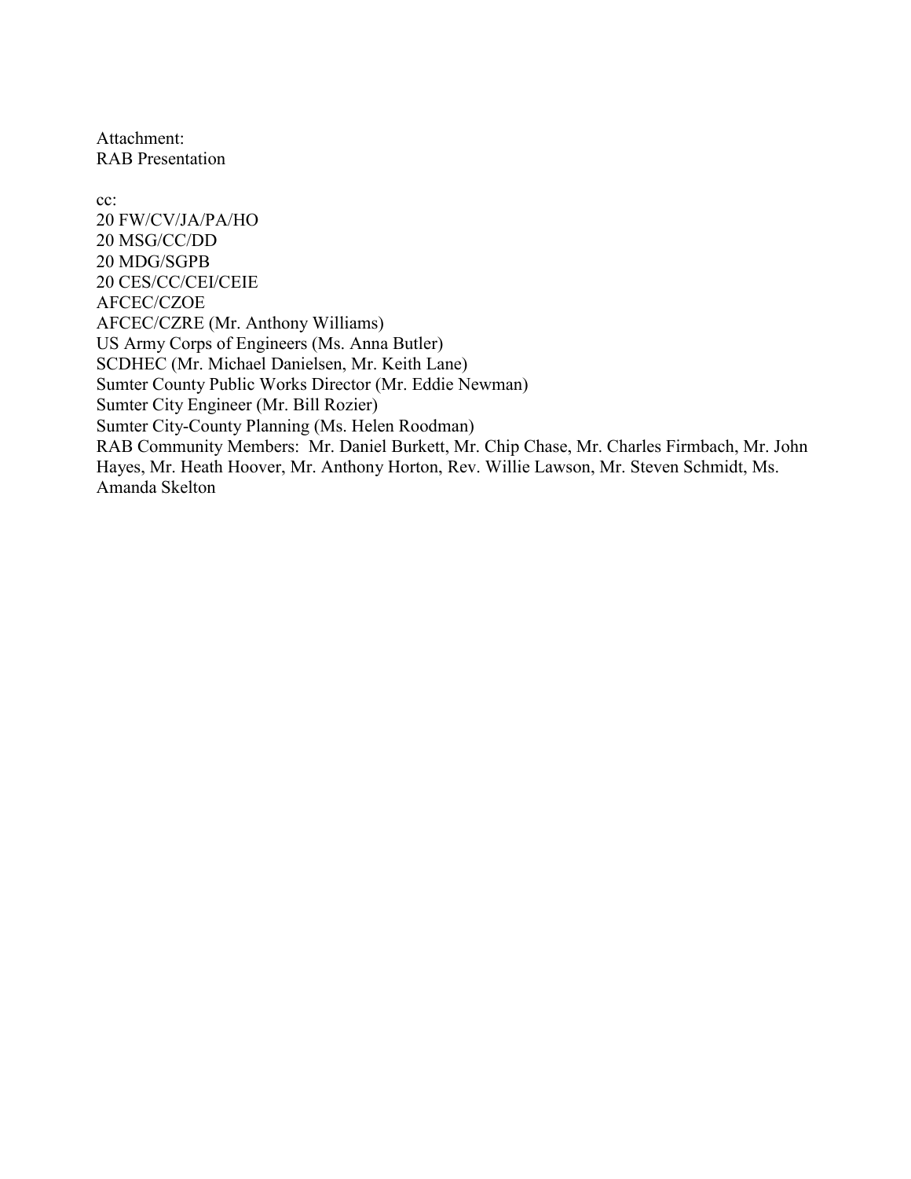Attachment:
RAB Presentation

cc:
20 FW/CV/JA/PA/HO
20 MSG/CC/DD
20 MDG/SGPB
20 CES/CC/CEI/CEIE
AFCEC/CZOE
AFCEC/CZRE (Mr. Anthony Williams)
US Army Corps of Engineers (Ms. Anna Butler)
SCDHEC (Mr. Michael Danielsen, Mr. Keith Lane)
Sumter County Public Works Director (Mr. Eddie Newman)
Sumter City Engineer (Mr. Bill Rozier)
Sumter City-County Planning (Ms. Helen Roodman)
RAB Community Members: Mr. Daniel Burkett, Mr. Chip Chase, Mr. Charles Firmbach, Mr. John Hayes, Mr. Heath Hoover, Mr. Anthony Horton, Rev. Willie Lawson, Mr. Steven Schmidt, Ms. Amanda Skelton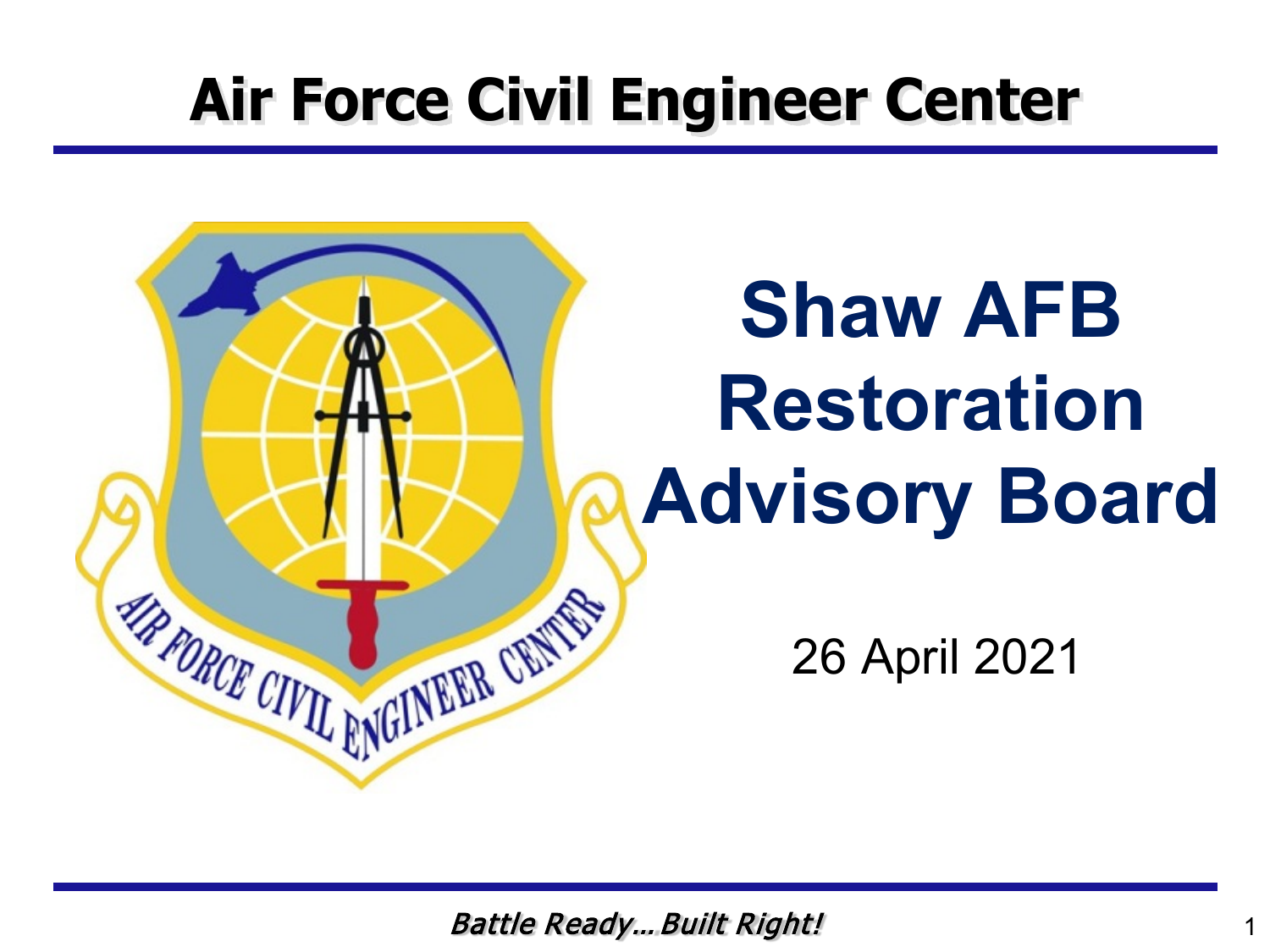# Air Force Civil Engineer Center

# Shaw AFB Restoration Advisory Board

26 April 2021

*Battle Ready… Built Right!*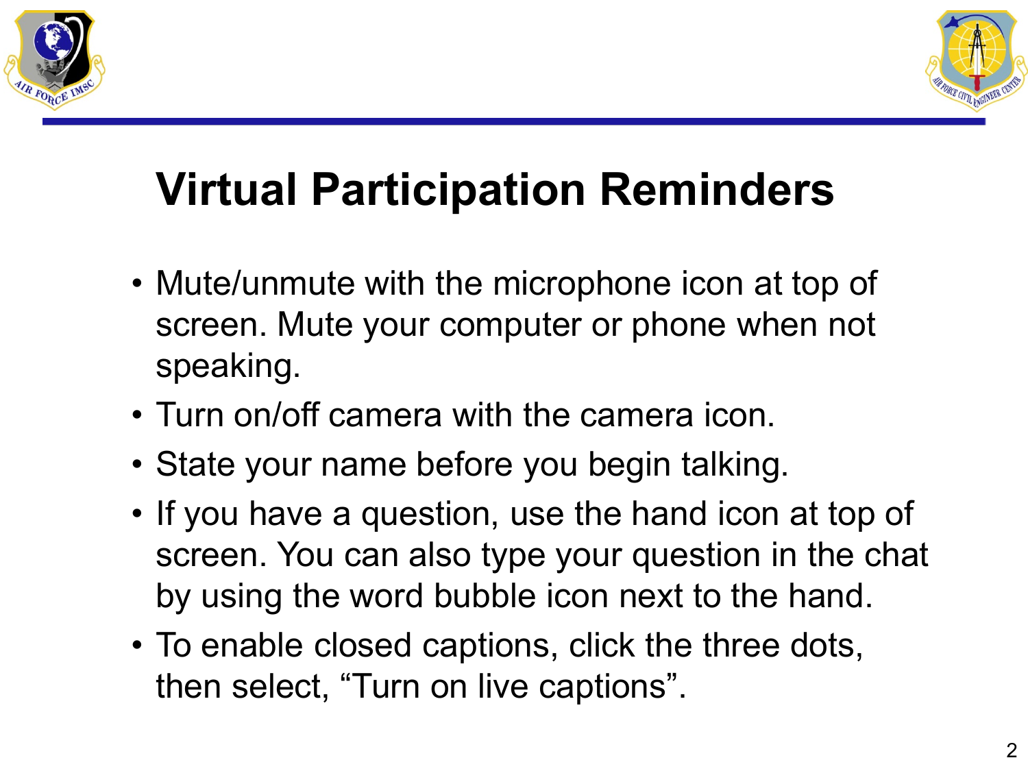# Virtual Participation Reminders

- Mute/unmute with the microphone icon at top of screen. Mute your computer or phone when not speaking.
- Turn on/off camera with the camera icon.
- State your name before you begin talking.
- If you have a question, use the hand icon at top of screen. You can also type your question in the chat by using the word bubble icon next to the hand.
- To enable closed captions, click the three dots, then select, “Turn on live captions”.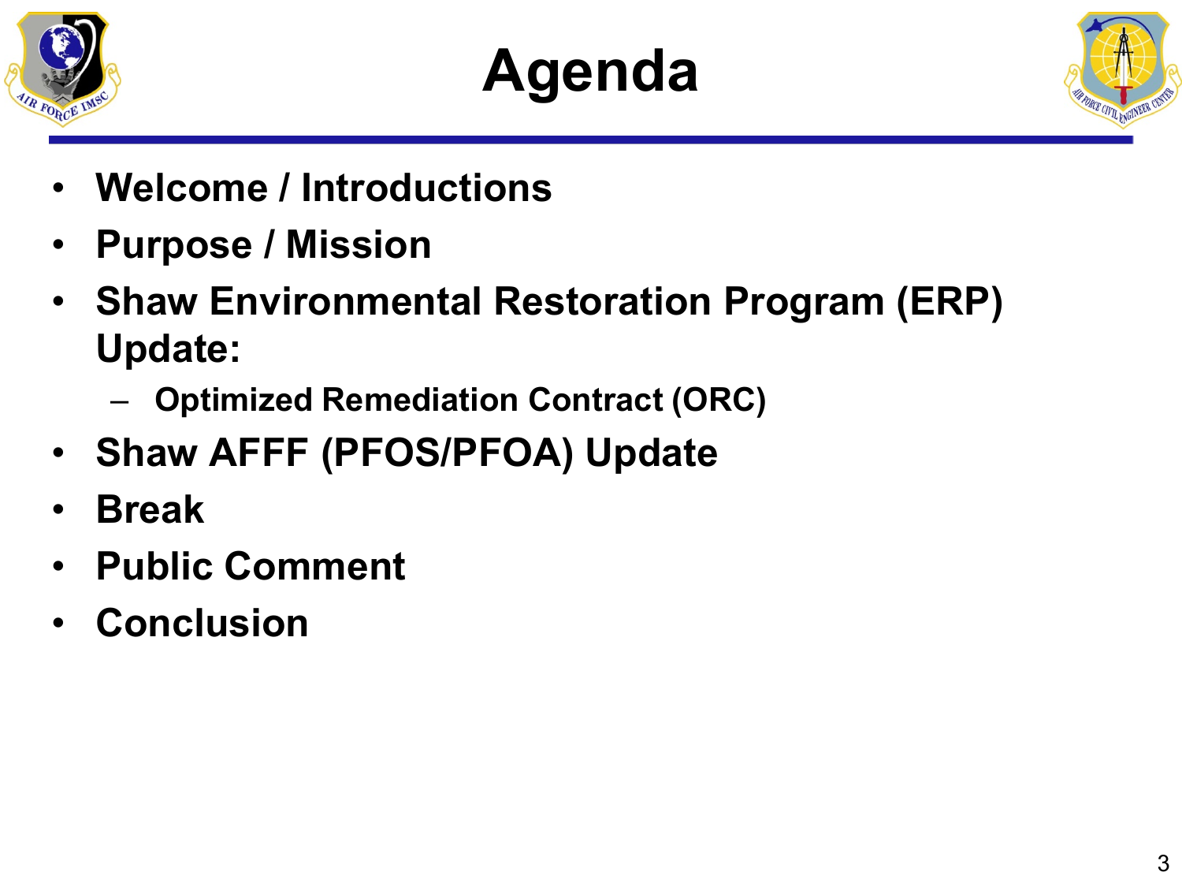# Agenda

- Welcome / Introductions
- Purpose / Mission
- Shaw Environmental Restoration Program (ERP) Update:
  - Optimized Remediation Contract (ORC)
- Shaw AFFF (PFOS/PFOA) Update
- Break
- Public Comment
- Conclusion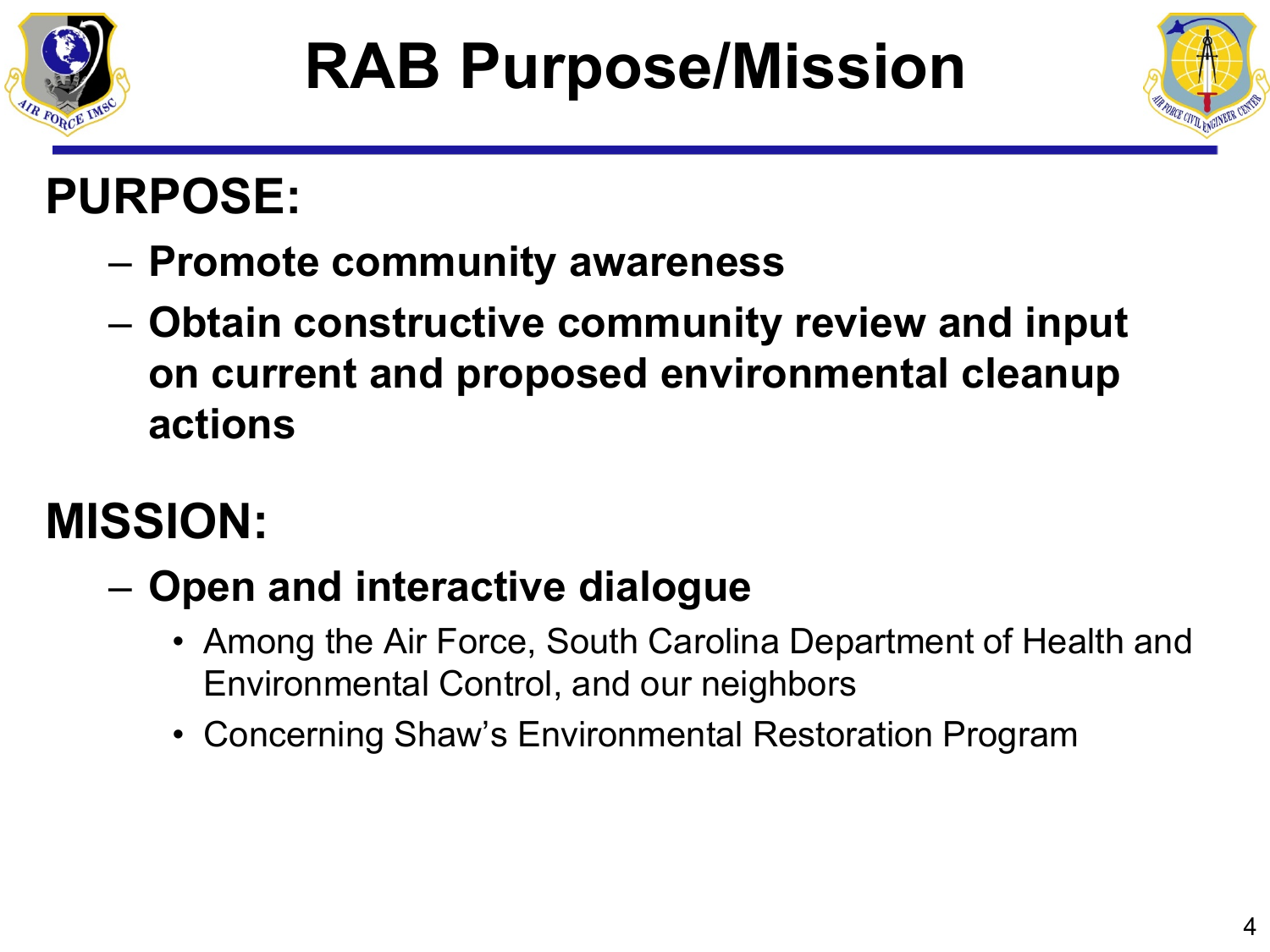# RAB Purpose/Mission

## PURPOSE:

- **Promote community awareness**
- **Obtain constructive community review and input on current and proposed environmental cleanup actions**

## MISSION:

- **Open and interactive dialogue**
  - Among the Air Force, South Carolina Department of Health and Environmental Control, and our neighbors
  - Concerning Shaw's Environmental Restoration Program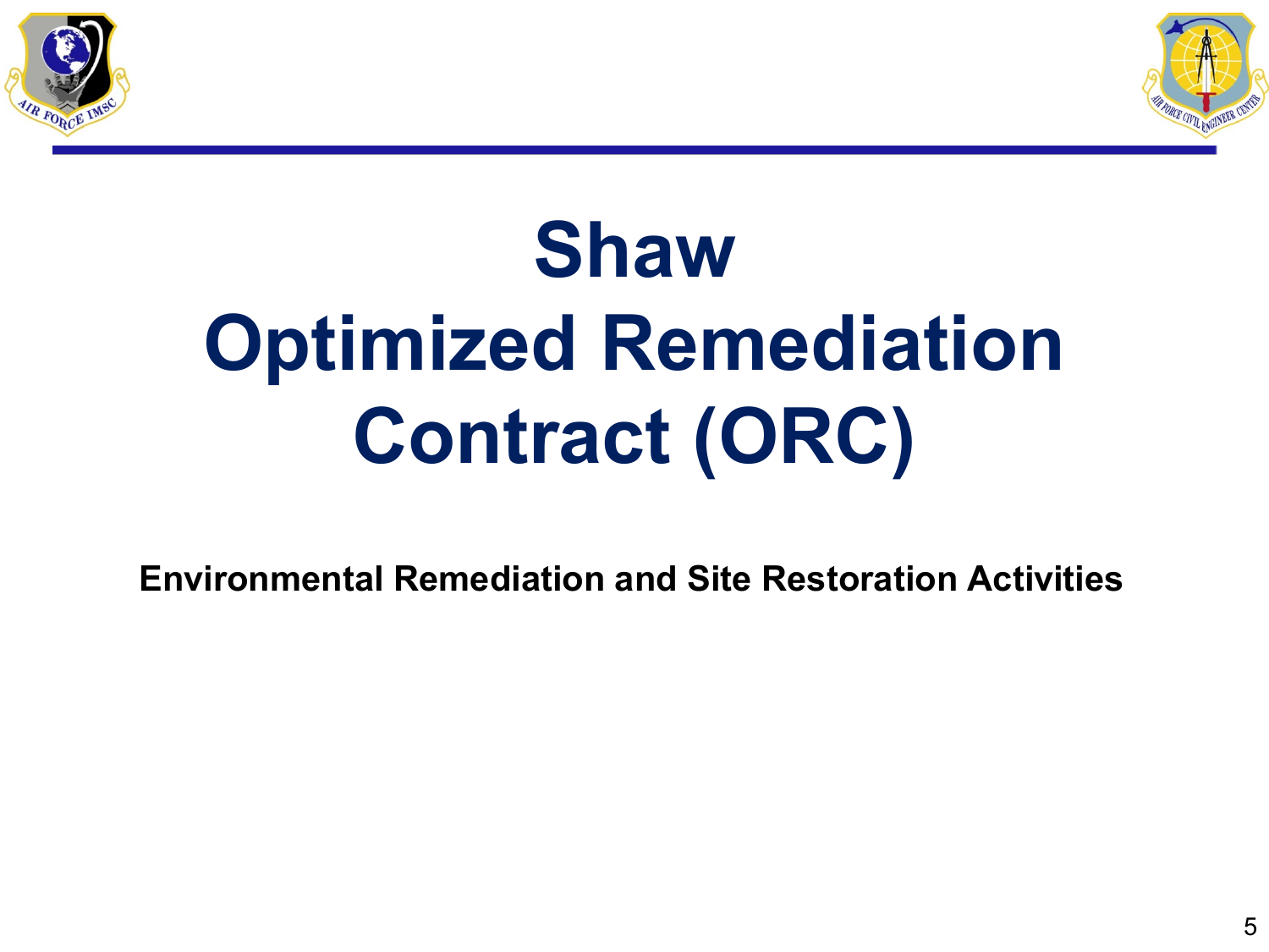# Shaw
# Optimized Remediation Contract (ORC)

**Environmental Remediation and Site Restoration Activities**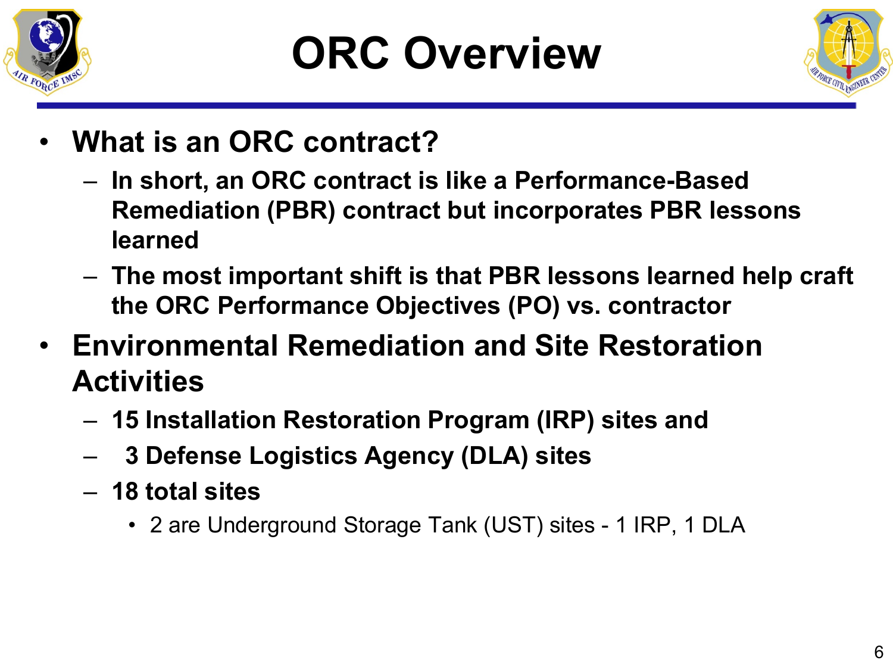# ORC Overview

- **What is an ORC contract?**
  - **In short, an ORC contract is like a Performance-Based Remediation (PBR) contract but incorporates PBR lessons learned**
  - **The most important shift is that PBR lessons learned help craft the ORC Performance Objectives (PO) vs. contractor**
- **Environmental Remediation and Site Restoration Activities**
  - **15 Installation Restoration Program (IRP) sites and**
  - **3 Defense Logistics Agency (DLA) sites**
  - **18 total sites**
    - 2 are Underground Storage Tank (UST) sites - 1 IRP, 1 DLA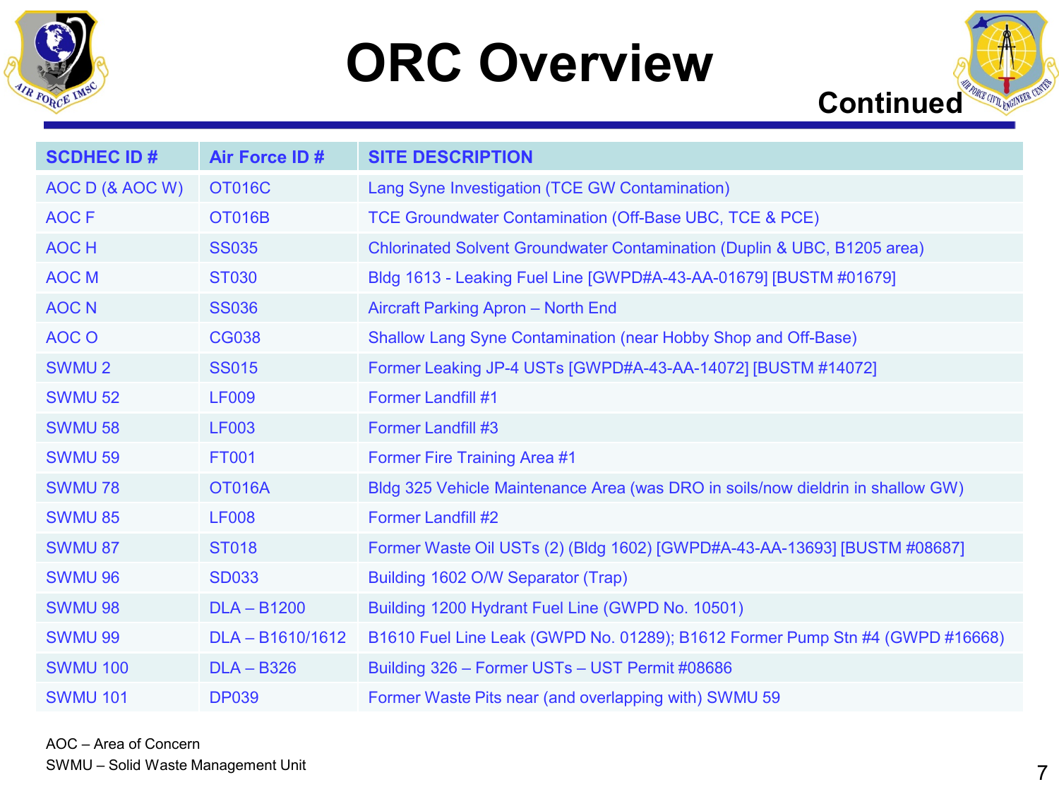# ORC Overview

**Continued**

| SCDHEC ID # | Air Force ID # | SITE DESCRIPTION |
|---|---|---|
| AOC D (& AOC W) | OT016C | Lang Syne Investigation (TCE GW Contamination) |
| AOC F | OT016B | TCE Groundwater Contamination (Off-Base UBC, TCE & PCE) |
| AOC H | SS035 | Chlorinated Solvent Groundwater Contamination (Duplin & UBC, B1205 area) |
| AOC M | ST030 | Bldg 1613 - Leaking Fuel Line [GWPD#A-43-AA-01679] [BUSTM #01679] |
| AOC N | SS036 | Aircraft Parking Apron – North End |
| AOC O | CG038 | Shallow Lang Syne Contamination (near Hobby Shop and Off-Base) |
| SWMU 2 | SS015 | Former Leaking JP-4 USTs [GWPD#A-43-AA-14072] [BUSTM #14072] |
| SWMU 52 | LF009 | Former Landfill #1 |
| SWMU 58 | LF003 | Former Landfill #3 |
| SWMU 59 | FT001 | Former Fire Training Area #1 |
| SWMU 78 | OT016A | Bldg 325 Vehicle Maintenance Area (was DRO in soils/now dieldrin in shallow GW) |
| SWMU 85 | LF008 | Former Landfill #2 |
| SWMU 87 | ST018 | Former Waste Oil USTs (2) (Bldg 1602) [GWPD#A-43-AA-13693] [BUSTM #08687] |
| SWMU 96 | SD033 | Building 1602 O/W Separator (Trap) |
| SWMU 98 | DLA – B1200 | Building 1200 Hydrant Fuel Line (GWPD No. 10501) |
| SWMU 99 | DLA – B1610/1612 | B1610 Fuel Line Leak (GWPD No. 01289); B1612 Former Pump Stn #4 (GWPD #16668) |
| SWMU 100 | DLA – B326 | Building 326 – Former USTs – UST Permit #08686 |
| SWMU 101 | DP039 | Former Waste Pits near (and overlapping with) SWMU 59 |

AOC – Area of Concern
SWMU – Solid Waste Management Unit